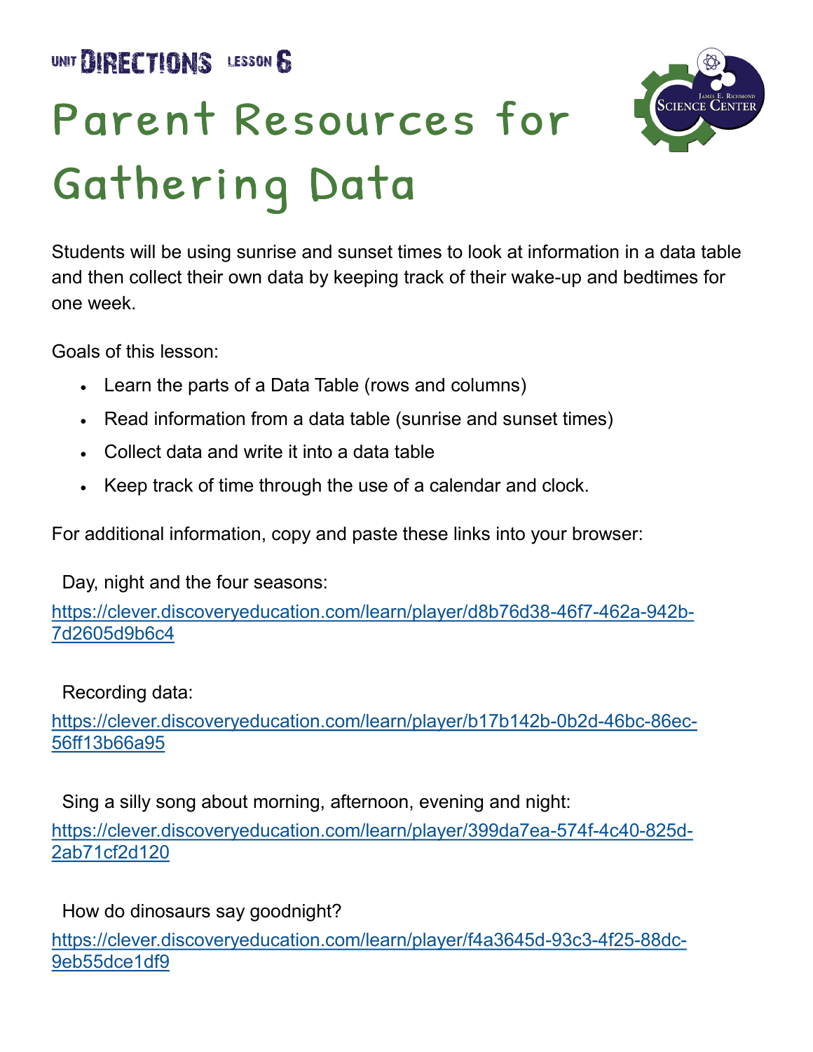UNIT DIRECTIONS LESSON 6

# Parent Resources for Gathering Data

Students will be using sunrise and sunset times to look at information in a data table and then collect their own data by keeping track of their wake-up and bedtimes for one week.

Goals of this lesson:

- Learn the parts of a Data Table (rows and columns)
- Read information from a data table (sunrise and sunset times)
- Collect data and write it into a data table
- Keep track of time through the use of a calendar and clock.

For additional information, copy and paste these links into your browser:

Day, night and the four seasons:
https://clever.discoveryeducation.com/learn/player/d8b76d38-46f7-462a-942b-7d2605d9b6c4

Recording data:
https://clever.discoveryeducation.com/learn/player/b17b142b-0b2d-46bc-86ec-56ff13b66a95

Sing a silly song about morning, afternoon, evening and night:
https://clever.discoveryeducation.com/learn/player/399da7ea-574f-4c40-825d-2ab71cf2d120

How do dinosaurs say goodnight?
https://clever.discoveryeducation.com/learn/player/f4a3645d-93c3-4f25-88dc-9eb55dce1df9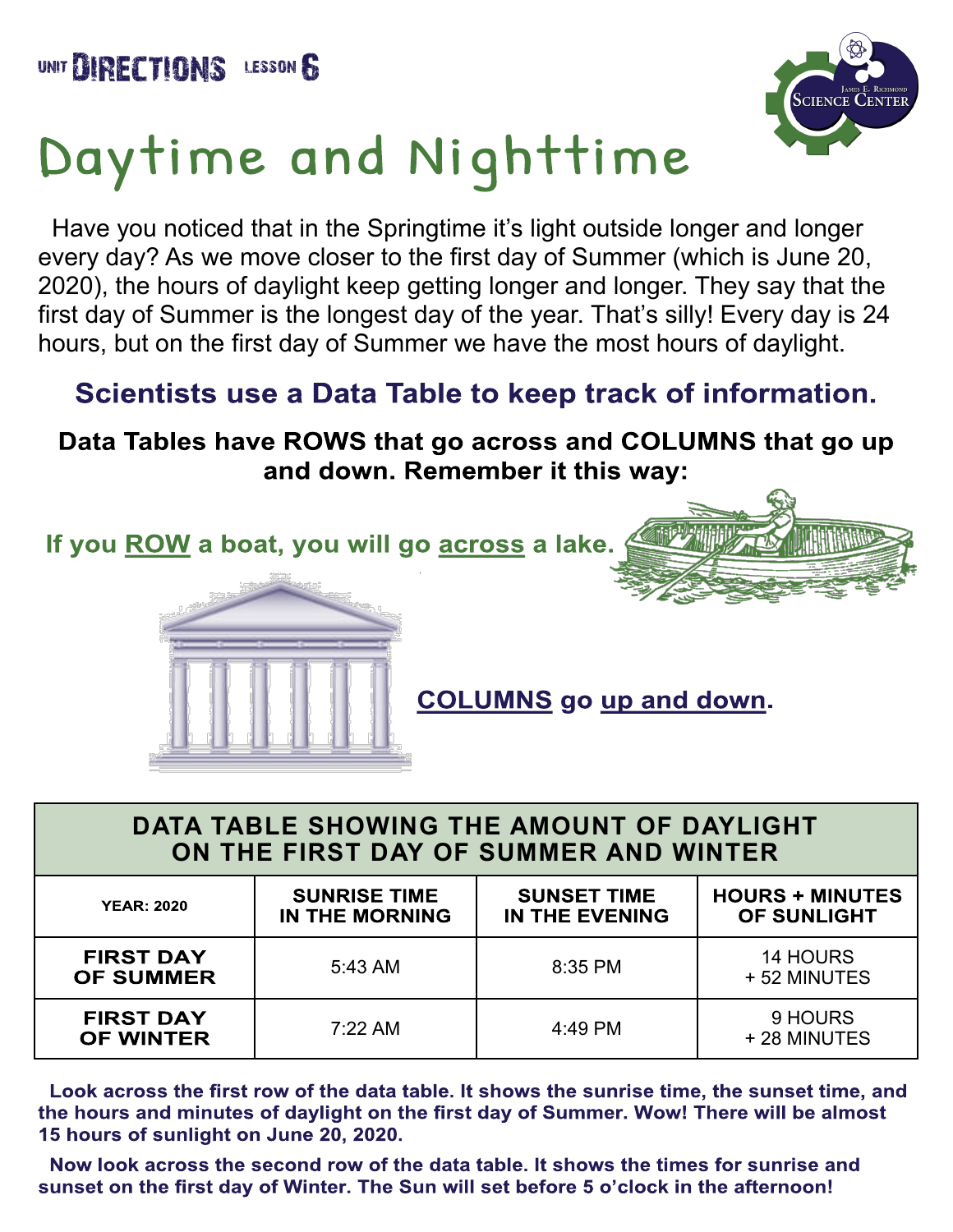UNIT **DIRECTIONS** LESSON **6**

# Daytime and Nighttime

Have you noticed that in the Springtime it's light outside longer and longer every day? As we move closer to the first day of Summer (which is June 20, 2020), the hours of daylight keep getting longer and longer. They say that the first day of Summer is the longest day of the year. That's silly! Every day is 24 hours, but on the first day of Summer we have the most hours of daylight.

## Scientists use a Data Table to keep track of information.

**Data Tables have ROWS that go across and COLUMNS that go up and down. Remember it this way:**

**If you <u>ROW</u> a boat, you will go <u>across</u> a lake.**

**<u>COLUMNS</u> go <u>up and down</u>.**

**DATA TABLE SHOWING THE AMOUNT OF DAYLIGHT ON THE FIRST DAY OF SUMMER AND WINTER**

| YEAR: 2020 | SUNRISE TIME IN THE MORNING | SUNSET TIME IN THE EVENING | HOURS + MINUTES OF SUNLIGHT |
|---|---|---|---|
| **FIRST DAY OF SUMMER** | 5:43 AM | 8:35 PM | 14 HOURS + 52 MINUTES |
| **FIRST DAY OF WINTER** | 7:22 AM | 4:49 PM | 9 HOURS + 28 MINUTES |

**Look across the first row of the data table. It shows the sunrise time, the sunset time, and the hours and minutes of daylight on the first day of Summer. Wow! There will be almost 15 hours of sunlight on June 20, 2020.**

**Now look across the second row of the data table. It shows the times for sunrise and sunset on the first day of Winter. The Sun will set before 5 o'clock in the afternoon!**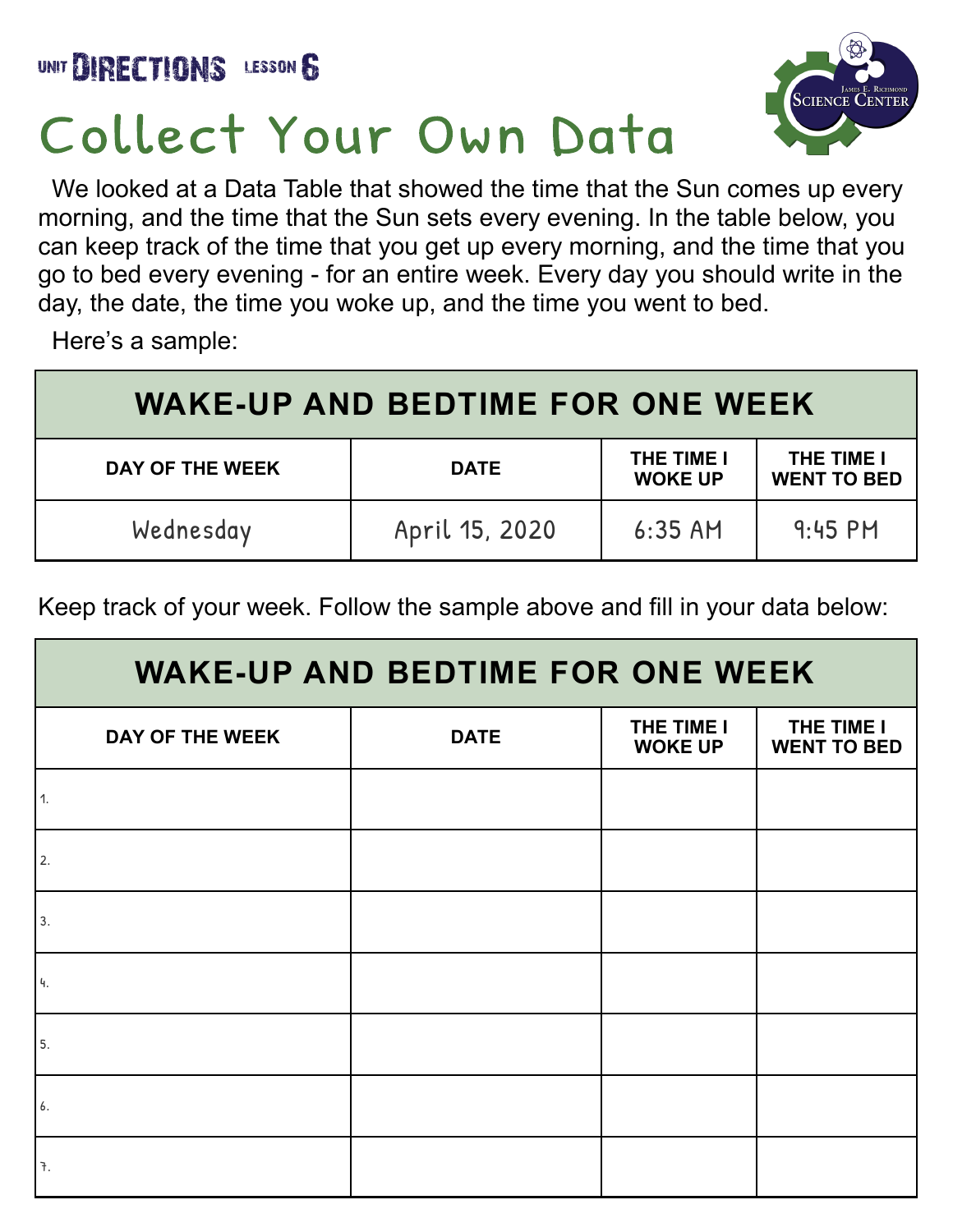UNIT **DIRECTIONS** LESSON **6**

# Collect Your Own Data

We looked at a Data Table that showed the time that the Sun comes up every morning, and the time that the Sun sets every evening. In the table below, you can keep track of the time that you get up every morning, and the time that you go to bed every evening - for an entire week. Every day you should write in the day, the date, the time you woke up, and the time you went to bed.

Here's a sample:

| WAKE-UP AND BEDTIME FOR ONE WEEK | | | |
|---|---|---|---|
| **DAY OF THE WEEK** | **DATE** | **THE TIME I WOKE UP** | **THE TIME I WENT TO BED** |
| Wednesday | April 15, 2020 | 6:35 AM | 9:45 PM |

Keep track of your week. Follow the sample above and fill in your data below:

| WAKE-UP AND BEDTIME FOR ONE WEEK | | | |
|---|---|---|---|
| **DAY OF THE WEEK** | **DATE** | **THE TIME I WOKE UP** | **THE TIME I WENT TO BED** |
| 1. | | | |
| 2. | | | |
| 3. | | | |
| 4. | | | |
| 5. | | | |
| 6. | | | |
| 7. | | | |